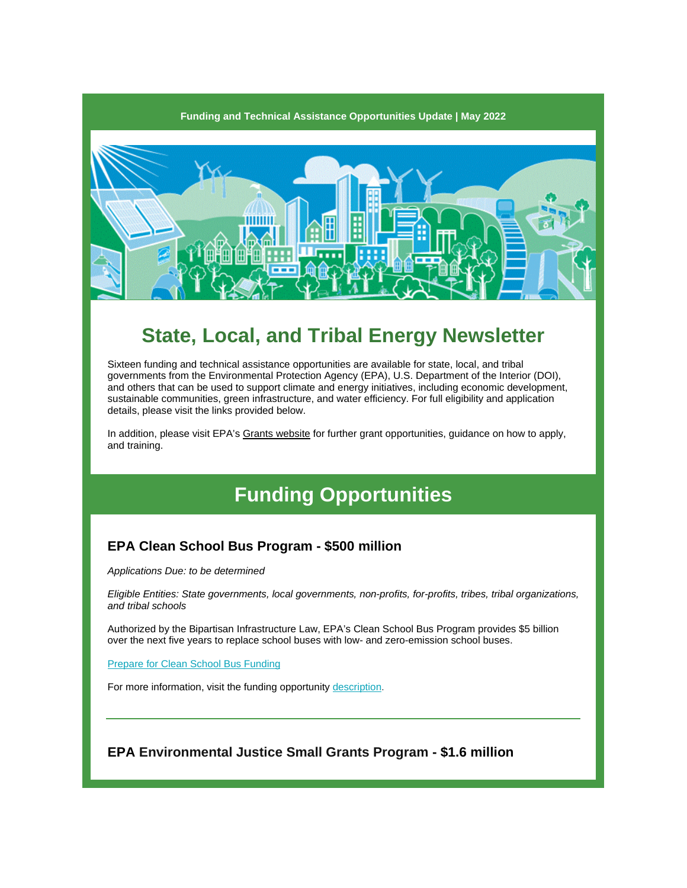Funding and Technical Assistance Opportunities Update | May 2022

# State, Local, and Tribal Energy Newsletter

Sixteen funding and technical assistance opportunities are available for state, local, and tribal governments from the Environmental Protection Agency (EPA), U.S. Department of the Interior (DOI), and others that can be used to support climate and energy initiatives, including economic development, sustainable communities, green infrastructure, and water efficiency. For full eligibility and application details, please visit the links provided below.

In addition, please visit EPA's Grants website for further grant opportunities, guidance on how to apply, and training.

# Funding Opportunities

### EPA Clean School Bus Program - $500 million

*Applications Due: to be determined*

*Eligible Entities: State governments, local governments, non-profits, for-profits, tribes, tribal organizations, and tribal schools*

Authorized by the Bipartisan Infrastructure Law, EPA's Clean School Bus Program provides $5 billion over the next five years to replace school buses with low- and zero-emission school buses.

Prepare for Clean School Bus Funding

For more information, visit the funding opportunity description.

---

### EPA Environmental Justice Small Grants Program - $1.6 million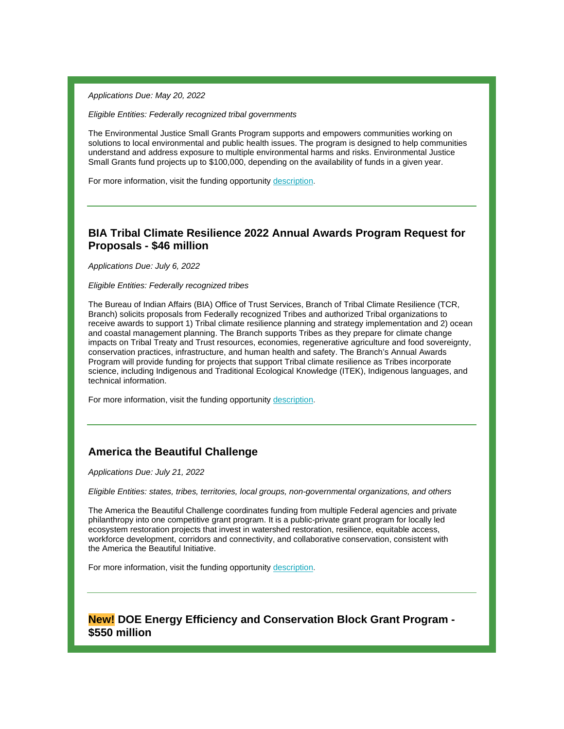*Applications Due: May 20, 2022*

*Eligible Entities: Federally recognized tribal governments*

The Environmental Justice Small Grants Program supports and empowers communities working on solutions to local environmental and public health issues. The program is designed to help communities understand and address exposure to multiple environmental harms and risks. Environmental Justice Small Grants fund projects up to $100,000, depending on the availability of funds in a given year.

For more information, visit the funding opportunity description.

---

### BIA Tribal Climate Resilience 2022 Annual Awards Program Request for Proposals - $46 million

*Applications Due: July 6, 2022*

*Eligible Entities: Federally recognized tribes*

The Bureau of Indian Affairs (BIA) Office of Trust Services, Branch of Tribal Climate Resilience (TCR, Branch) solicits proposals from Federally recognized Tribes and authorized Tribal organizations to receive awards to support 1) Tribal climate resilience planning and strategy implementation and 2) ocean and coastal management planning. The Branch supports Tribes as they prepare for climate change impacts on Tribal Treaty and Trust resources, economies, regenerative agriculture and food sovereignty, conservation practices, infrastructure, and human health and safety. The Branch's Annual Awards Program will provide funding for projects that support Tribal climate resilience as Tribes incorporate science, including Indigenous and Traditional Ecological Knowledge (ITEK), Indigenous languages, and technical information.

For more information, visit the funding opportunity description.

---

### America the Beautiful Challenge

*Applications Due: July 21, 2022*

*Eligible Entities: states, tribes, territories, local groups, non-governmental organizations, and others*

The America the Beautiful Challenge coordinates funding from multiple Federal agencies and private philanthropy into one competitive grant program. It is a public-private grant program for locally led ecosystem restoration projects that invest in watershed restoration, resilience, equitable access, workforce development, corridors and connectivity, and collaborative conservation, consistent with the America the Beautiful Initiative.

For more information, visit the funding opportunity description.

---

### New! DOE Energy Efficiency and Conservation Block Grant Program - $550 million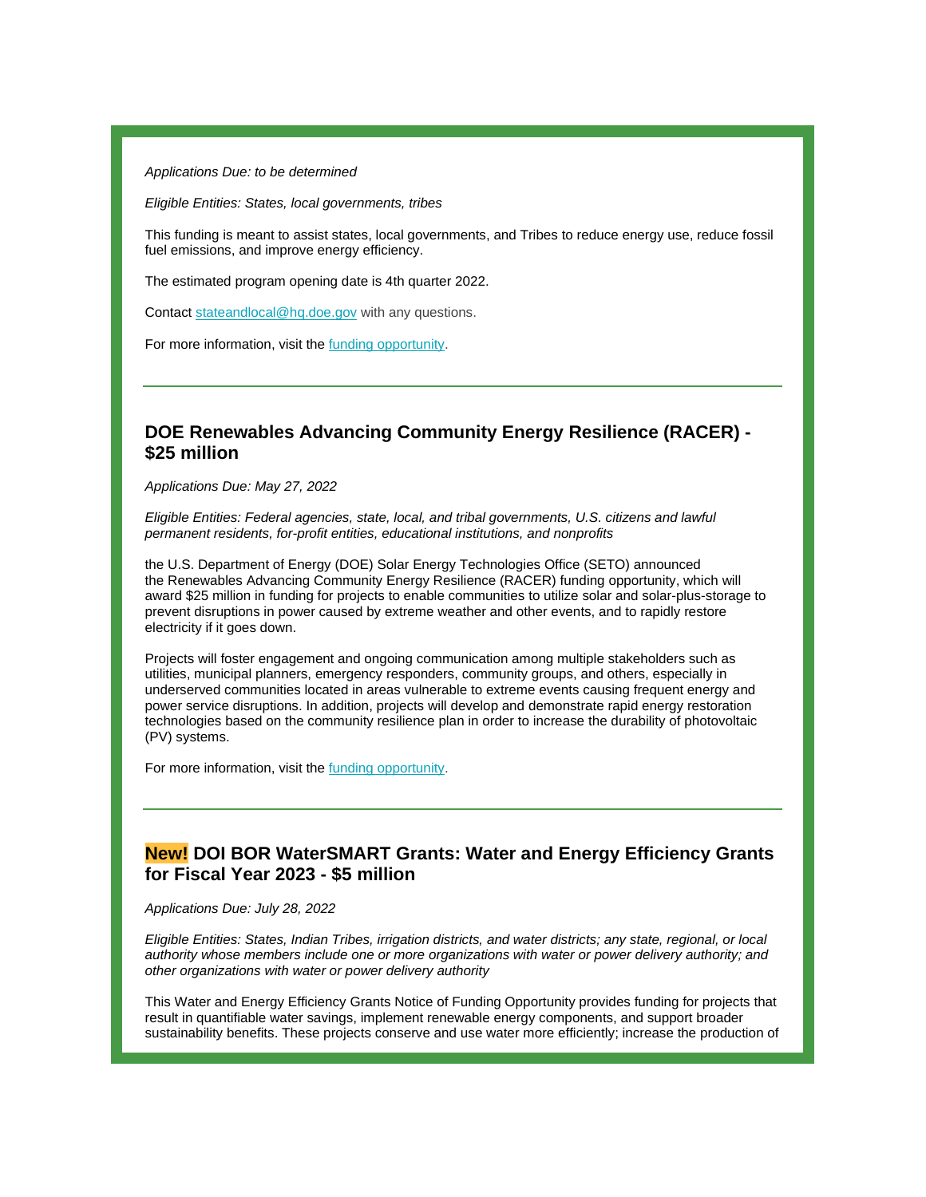*Applications Due: to be determined*

*Eligible Entities: States, local governments, tribes*

This funding is meant to assist states, local governments, and Tribes to reduce energy use, reduce fossil fuel emissions, and improve energy efficiency.

The estimated program opening date is 4th quarter 2022.

Contact stateandlocal@hq.doe.gov with any questions.

For more information, visit the funding opportunity.

---

### DOE Renewables Advancing Community Energy Resilience (RACER) - $25 million

*Applications Due: May 27, 2022*

*Eligible Entities: Federal agencies, state, local, and tribal governments, U.S. citizens and lawful permanent residents, for-profit entities, educational institutions, and nonprofits*

the U.S. Department of Energy (DOE) Solar Energy Technologies Office (SETO) announced the Renewables Advancing Community Energy Resilience (RACER) funding opportunity, which will award $25 million in funding for projects to enable communities to utilize solar and solar-plus-storage to prevent disruptions in power caused by extreme weather and other events, and to rapidly restore electricity if it goes down.

Projects will foster engagement and ongoing communication among multiple stakeholders such as utilities, municipal planners, emergency responders, community groups, and others, especially in underserved communities located in areas vulnerable to extreme events causing frequent energy and power service disruptions. In addition, projects will develop and demonstrate rapid energy restoration technologies based on the community resilience plan in order to increase the durability of photovoltaic (PV) systems.

For more information, visit the funding opportunity.

---

### New! DOI BOR WaterSMART Grants: Water and Energy Efficiency Grants for Fiscal Year 2023 - $5 million

*Applications Due: July 28, 2022*

*Eligible Entities: States, Indian Tribes, irrigation districts, and water districts; any state, regional, or local authority whose members include one or more organizations with water or power delivery authority; and other organizations with water or power delivery authority*

This Water and Energy Efficiency Grants Notice of Funding Opportunity provides funding for projects that result in quantifiable water savings, implement renewable energy components, and support broader sustainability benefits. These projects conserve and use water more efficiently; increase the production of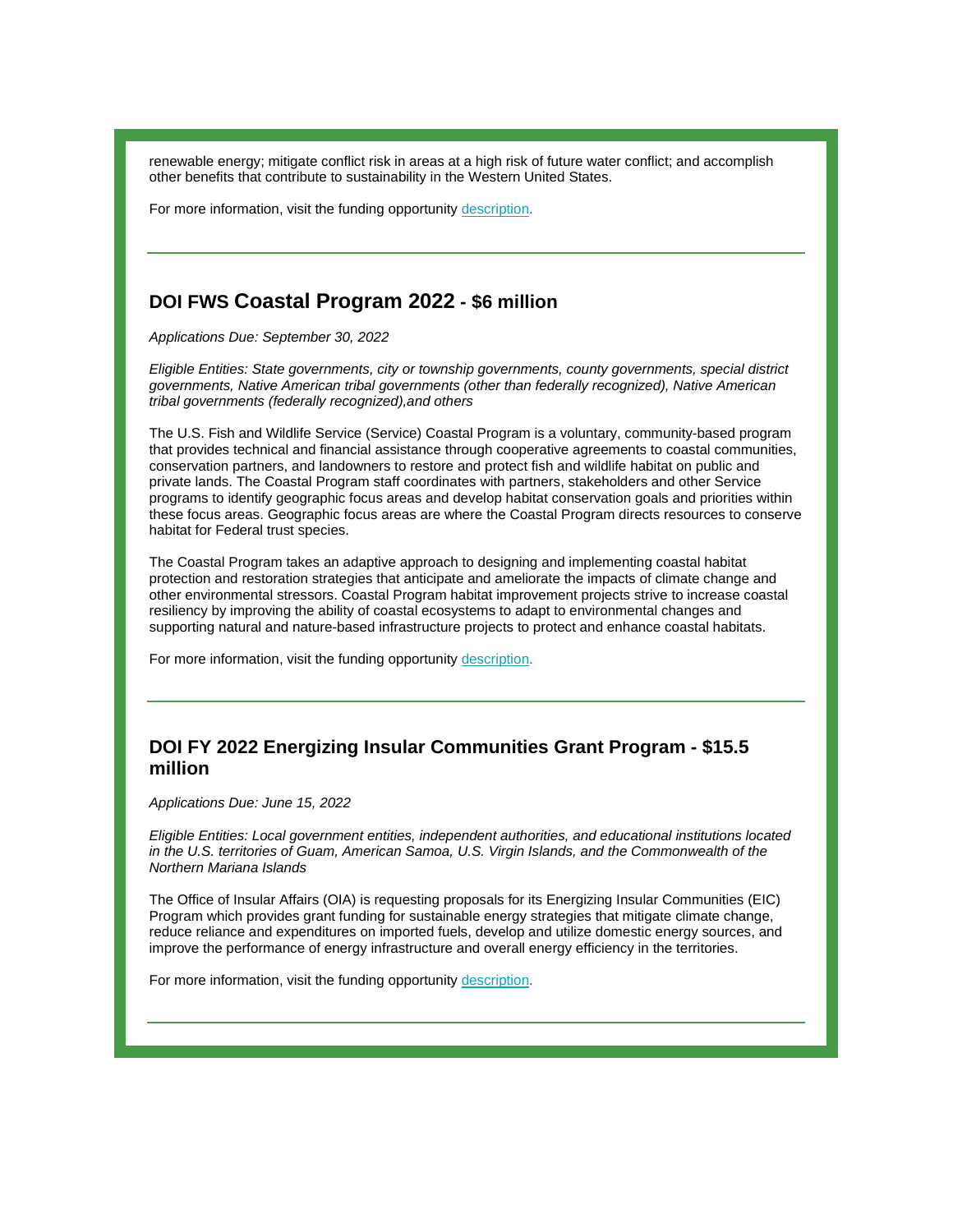renewable energy; mitigate conflict risk in areas at a high risk of future water conflict; and accomplish other benefits that contribute to sustainability in the Western United States.

For more information, visit the funding opportunity [description](#).

---

## DOI FWS Coastal Program 2022 - $6 million

*Applications Due: September 30, 2022*

*Eligible Entities: State governments, city or township governments, county governments, special district governments, Native American tribal governments (other than federally recognized), Native American tribal governments (federally recognized),and others*

The U.S. Fish and Wildlife Service (Service) Coastal Program is a voluntary, community-based program that provides technical and financial assistance through cooperative agreements to coastal communities, conservation partners, and landowners to restore and protect fish and wildlife habitat on public and private lands. The Coastal Program staff coordinates with partners, stakeholders and other Service programs to identify geographic focus areas and develop habitat conservation goals and priorities within these focus areas. Geographic focus areas are where the Coastal Program directs resources to conserve habitat for Federal trust species.

The Coastal Program takes an adaptive approach to designing and implementing coastal habitat protection and restoration strategies that anticipate and ameliorate the impacts of climate change and other environmental stressors. Coastal Program habitat improvement projects strive to increase coastal resiliency by improving the ability of coastal ecosystems to adapt to environmental changes and supporting natural and nature-based infrastructure projects to protect and enhance coastal habitats.

For more information, visit the funding opportunity [description](#).

---

## DOI FY 2022 Energizing Insular Communities Grant Program - $15.5 million

*Applications Due: June 15, 2022*

*Eligible Entities: Local government entities, independent authorities, and educational institutions located in the U.S. territories of Guam, American Samoa, U.S. Virgin Islands, and the Commonwealth of the Northern Mariana Islands*

The Office of Insular Affairs (OIA) is requesting proposals for its Energizing Insular Communities (EIC) Program which provides grant funding for sustainable energy strategies that mitigate climate change, reduce reliance and expenditures on imported fuels, develop and utilize domestic energy sources, and improve the performance of energy infrastructure and overall energy efficiency in the territories.

For more information, visit the funding opportunity [description](#).

---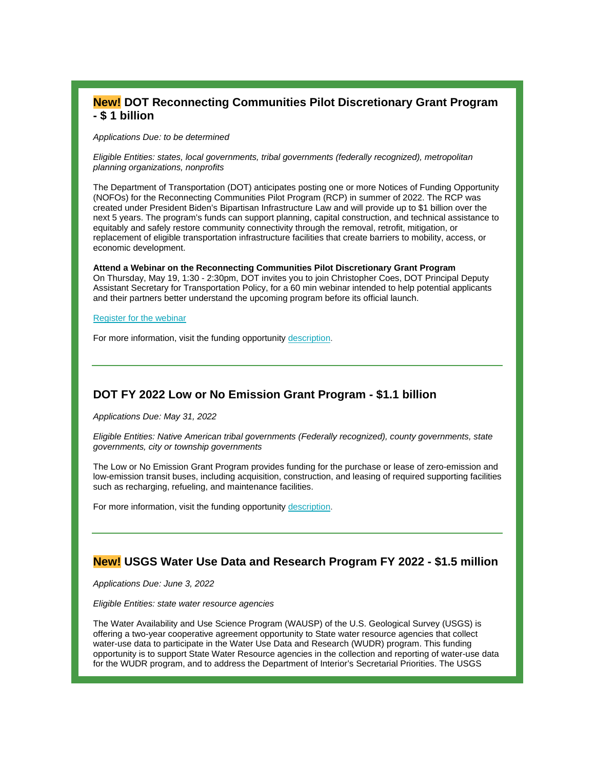## **New!** DOT Reconnecting Communities Pilot Discretionary Grant Program - $ 1 billion

*Applications Due: to be determined*

*Eligible Entities: states, local governments, tribal governments (federally recognized), metropolitan planning organizations, nonprofits*

The Department of Transportation (DOT) anticipates posting one or more Notices of Funding Opportunity (NOFOs) for the Reconnecting Communities Pilot Program (RCP) in summer of 2022. The RCP was created under President Biden's Bipartisan Infrastructure Law and will provide up to $1 billion over the next 5 years. The program's funds can support planning, capital construction, and technical assistance to equitably and safely restore community connectivity through the removal, retrofit, mitigation, or replacement of eligible transportation infrastructure facilities that create barriers to mobility, access, or economic development.

**Attend a Webinar on the Reconnecting Communities Pilot Discretionary Grant Program**
On Thursday, May 19, 1:30 - 2:30pm, DOT invites you to join Christopher Coes, DOT Principal Deputy Assistant Secretary for Transportation Policy, for a 60 min webinar intended to help potential applicants and their partners better understand the upcoming program before its official launch.

Register for the webinar

For more information, visit the funding opportunity description.

---

## DOT FY 2022 Low or No Emission Grant Program - $1.1 billion

*Applications Due: May 31, 2022*

*Eligible Entities: Native American tribal governments (Federally recognized), county governments, state governments, city or township governments*

The Low or No Emission Grant Program provides funding for the purchase or lease of zero-emission and low-emission transit buses, including acquisition, construction, and leasing of required supporting facilities such as recharging, refueling, and maintenance facilities.

For more information, visit the funding opportunity description.

---

## **New!** USGS Water Use Data and Research Program FY 2022 - $1.5 million

*Applications Due: June 3, 2022*

*Eligible Entities: state water resource agencies*

The Water Availability and Use Science Program (WAUSP) of the U.S. Geological Survey (USGS) is offering a two-year cooperative agreement opportunity to State water resource agencies that collect water-use data to participate in the Water Use Data and Research (WUDR) program. This funding opportunity is to support State Water Resource agencies in the collection and reporting of water-use data for the WUDR program, and to address the Department of Interior's Secretarial Priorities. The USGS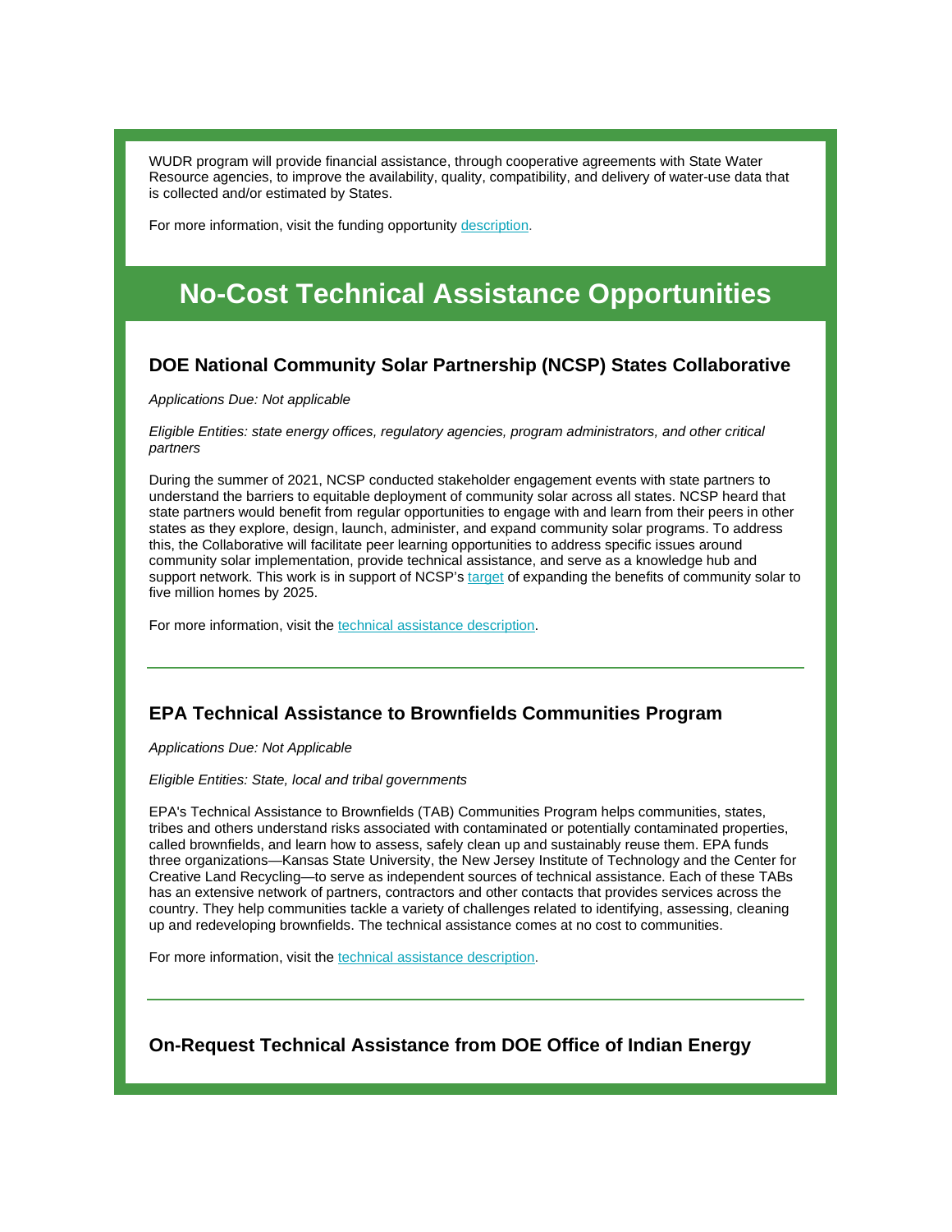WUDR program will provide financial assistance, through cooperative agreements with State Water Resource agencies, to improve the availability, quality, compatibility, and delivery of water-use data that is collected and/or estimated by States.

For more information, visit the funding opportunity [description](#).

# No-Cost Technical Assistance Opportunities

### DOE National Community Solar Partnership (NCSP) States Collaborative

*Applications Due: Not applicable*

*Eligible Entities: state energy offices, regulatory agencies, program administrators, and other critical partners*

During the summer of 2021, NCSP conducted stakeholder engagement events with state partners to understand the barriers to equitable deployment of community solar across all states. NCSP heard that state partners would benefit from regular opportunities to engage with and learn from their peers in other states as they explore, design, launch, administer, and expand community solar programs. To address this, the Collaborative will facilitate peer learning opportunities to address specific issues around community solar implementation, provide technical assistance, and serve as a knowledge hub and support network. This work is in support of NCSP's [target](#) of expanding the benefits of community solar to five million homes by 2025.

For more information, visit the [technical assistance description](#).

---

### EPA Technical Assistance to Brownfields Communities Program

*Applications Due: Not Applicable*

*Eligible Entities: State, local and tribal governments*

EPA's Technical Assistance to Brownfields (TAB) Communities Program helps communities, states, tribes and others understand risks associated with contaminated or potentially contaminated properties, called brownfields, and learn how to assess, safely clean up and sustainably reuse them. EPA funds three organizations—Kansas State University, the New Jersey Institute of Technology and the Center for Creative Land Recycling—to serve as independent sources of technical assistance. Each of these TABs has an extensive network of partners, contractors and other contacts that provides services across the country. They help communities tackle a variety of challenges related to identifying, assessing, cleaning up and redeveloping brownfields. The technical assistance comes at no cost to communities.

For more information, visit the [technical assistance description](#).

---

### On-Request Technical Assistance from DOE Office of Indian Energy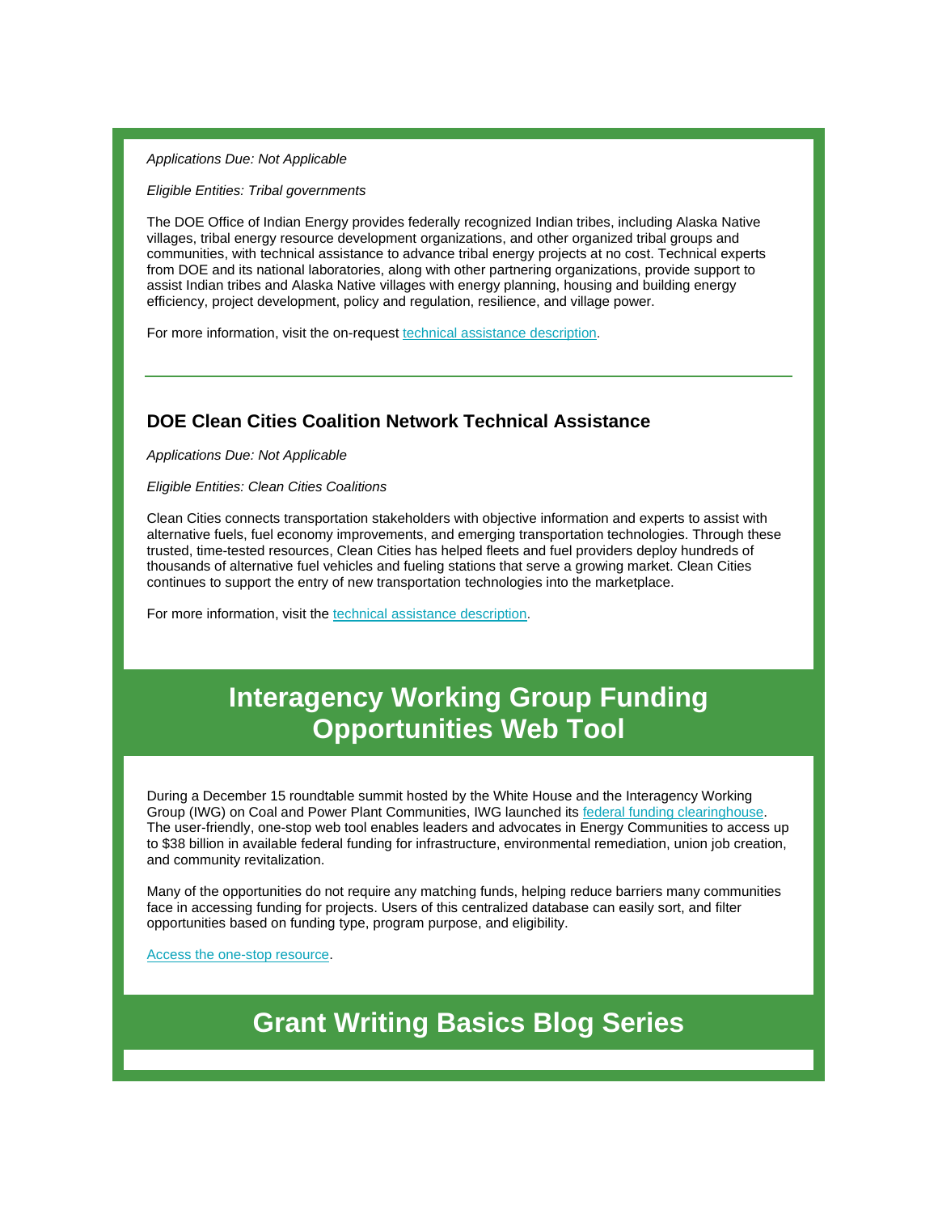*Applications Due: Not Applicable*

*Eligible Entities: Tribal governments*

The DOE Office of Indian Energy provides federally recognized Indian tribes, including Alaska Native villages, tribal energy resource development organizations, and other organized tribal groups and communities, with technical assistance to advance tribal energy projects at no cost. Technical experts from DOE and its national laboratories, along with other partnering organizations, provide support to assist Indian tribes and Alaska Native villages with energy planning, housing and building energy efficiency, project development, policy and regulation, resilience, and village power.

For more information, visit the on-request technical assistance description.

---

### DOE Clean Cities Coalition Network Technical Assistance

*Applications Due: Not Applicable*

*Eligible Entities: Clean Cities Coalitions*

Clean Cities connects transportation stakeholders with objective information and experts to assist with alternative fuels, fuel economy improvements, and emerging transportation technologies. Through these trusted, time-tested resources, Clean Cities has helped fleets and fuel providers deploy hundreds of thousands of alternative fuel vehicles and fueling stations that serve a growing market. Clean Cities continues to support the entry of new transportation technologies into the marketplace.

For more information, visit the technical assistance description.

## Interagency Working Group Funding Opportunities Web Tool

During a December 15 roundtable summit hosted by the White House and the Interagency Working Group (IWG) on Coal and Power Plant Communities, IWG launched its federal funding clearinghouse. The user-friendly, one-stop web tool enables leaders and advocates in Energy Communities to access up to $38 billion in available federal funding for infrastructure, environmental remediation, union job creation, and community revitalization.

Many of the opportunities do not require any matching funds, helping reduce barriers many communities face in accessing funding for projects. Users of this centralized database can easily sort, and filter opportunities based on funding type, program purpose, and eligibility.

Access the one-stop resource.

## Grant Writing Basics Blog Series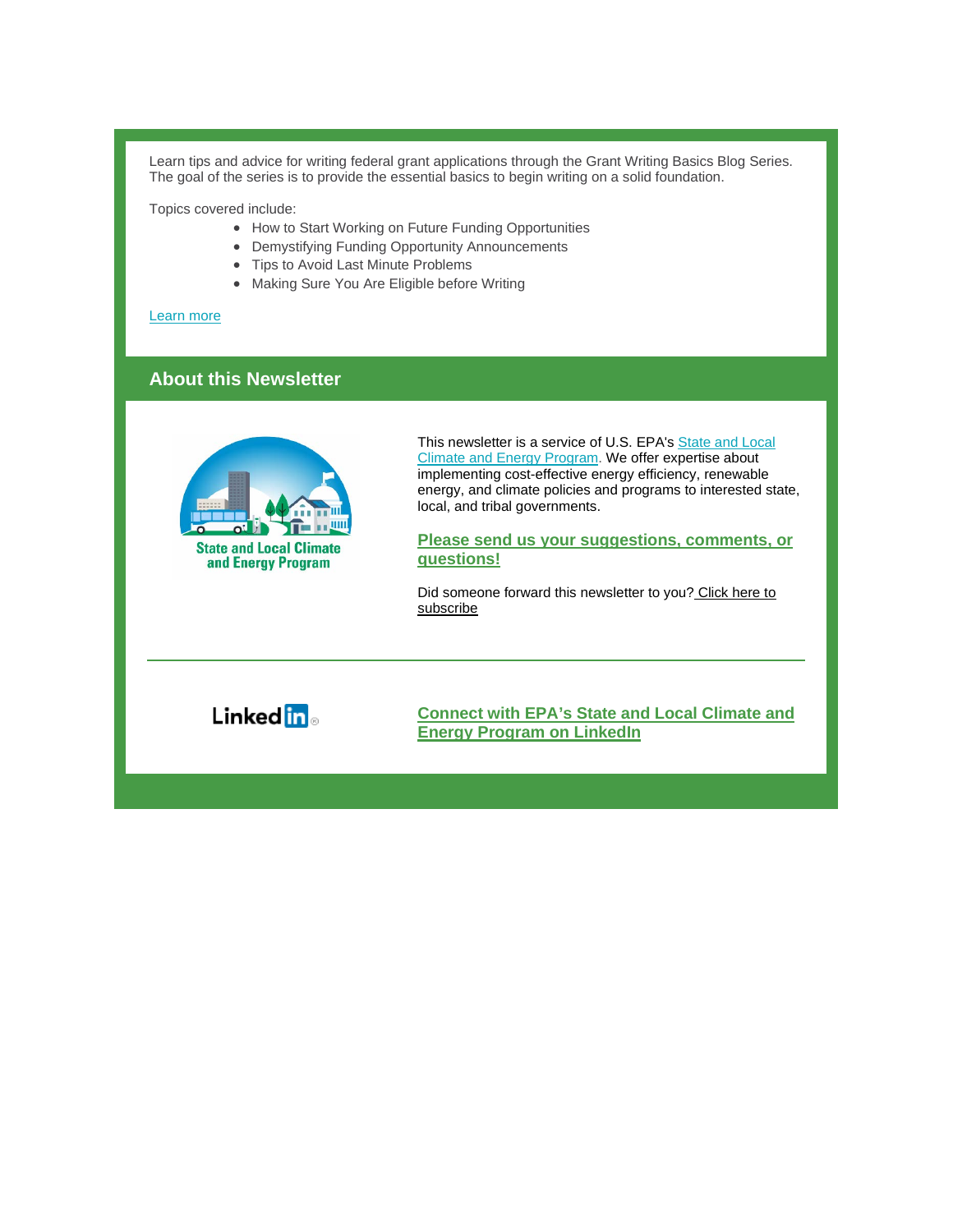Learn tips and advice for writing federal grant applications through the Grant Writing Basics Blog Series. The goal of the series is to provide the essential basics to begin writing on a solid foundation.

Topics covered include:

- How to Start Working on Future Funding Opportunities
- Demystifying Funding Opportunity Announcements
- Tips to Avoid Last Minute Problems
- Making Sure You Are Eligible before Writing

Learn more

## About this Newsletter

State and Local Climate and Energy Program

This newsletter is a service of U.S. EPA's State and Local Climate and Energy Program. We offer expertise about implementing cost-effective energy efficiency, renewable energy, and climate policies and programs to interested state, local, and tribal governments.

**Please send us your suggestions, comments, or questions!**

Did someone forward this newsletter to you? Click here to subscribe

---

LinkedIn

**Connect with EPA's State and Local Climate and Energy Program on LinkedIn**